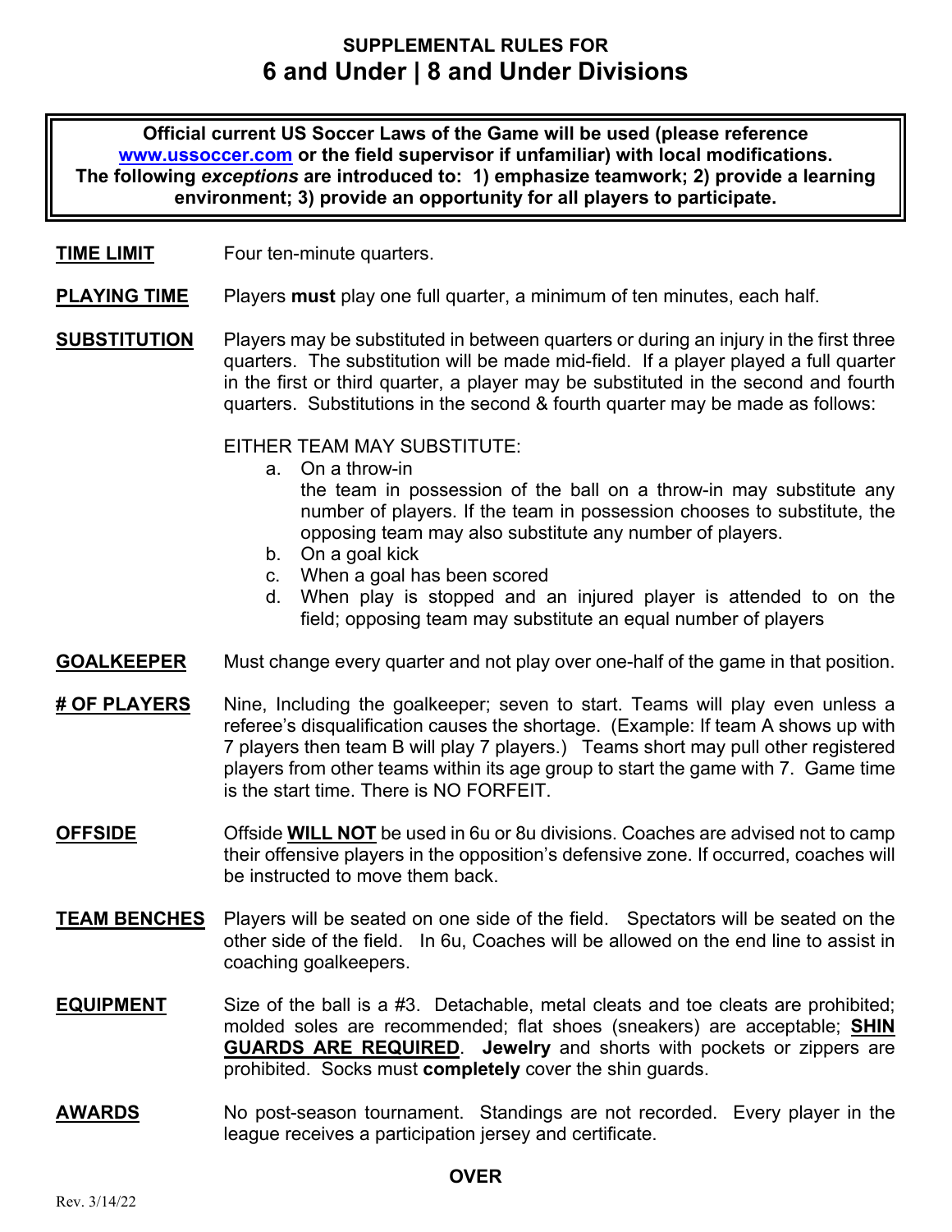## SUPPLEMENTAL RULES FOR

# 6 and Under | 8 and Under Divisions

**Official current US Soccer Laws of the Game will be used (please reference [www.ussoccer.com](http://www.ussoccer.com) or the field supervisor if unfamiliar) with local modifications. The following *exceptions* are introduced to: 1) emphasize teamwork; 2) provide a learning environment; 3) provide an opportunity for all players to participate.**

**TIME LIMIT** Four ten-minute quarters.

**PLAYING TIME** Players **must** play one full quarter, a minimum of ten minutes, each half.

**SUBSTITUTION** Players may be substituted in between quarters or during an injury in the first three quarters. The substitution will be made mid-field. If a player played a full quarter in the first or third quarter, a player may be substituted in the second and fourth quarters. Substitutions in the second & fourth quarter may be made as follows:

EITHER TEAM MAY SUBSTITUTE:

a. On a throw-in
   the team in possession of the ball on a throw-in may substitute any number of players. If the team in possession chooses to substitute, the opposing team may also substitute any number of players.
b. On a goal kick
c. When a goal has been scored
d. When play is stopped and an injured player is attended to on the field; opposing team may substitute an equal number of players

**GOALKEEPER** Must change every quarter and not play over one-half of the game in that position.

**# OF PLAYERS** Nine, Including the goalkeeper; seven to start. Teams will play even unless a referee's disqualification causes the shortage. (Example: If team A shows up with 7 players then team B will play 7 players.) Teams short may pull other registered players from other teams within its age group to start the game with 7. Game time is the start time. There is NO FORFEIT.

**OFFSIDE** Offside **WILL NOT** be used in 6u or 8u divisions. Coaches are advised not to camp their offensive players in the opposition's defensive zone. If occurred, coaches will be instructed to move them back.

**TEAM BENCHES** Players will be seated on one side of the field. Spectators will be seated on the other side of the field. In 6u, Coaches will be allowed on the end line to assist in coaching goalkeepers.

**EQUIPMENT** Size of the ball is a #3. Detachable, metal cleats and toe cleats are prohibited; molded soles are recommended; flat shoes (sneakers) are acceptable; **SHIN GUARDS ARE REQUIRED**. **Jewelry** and shorts with pockets or zippers are prohibited. Socks must **completely** cover the shin guards.

**AWARDS** No post-season tournament. Standings are not recorded. Every player in the league receives a participation jersey and certificate.

**OVER**

Rev. 3/14/22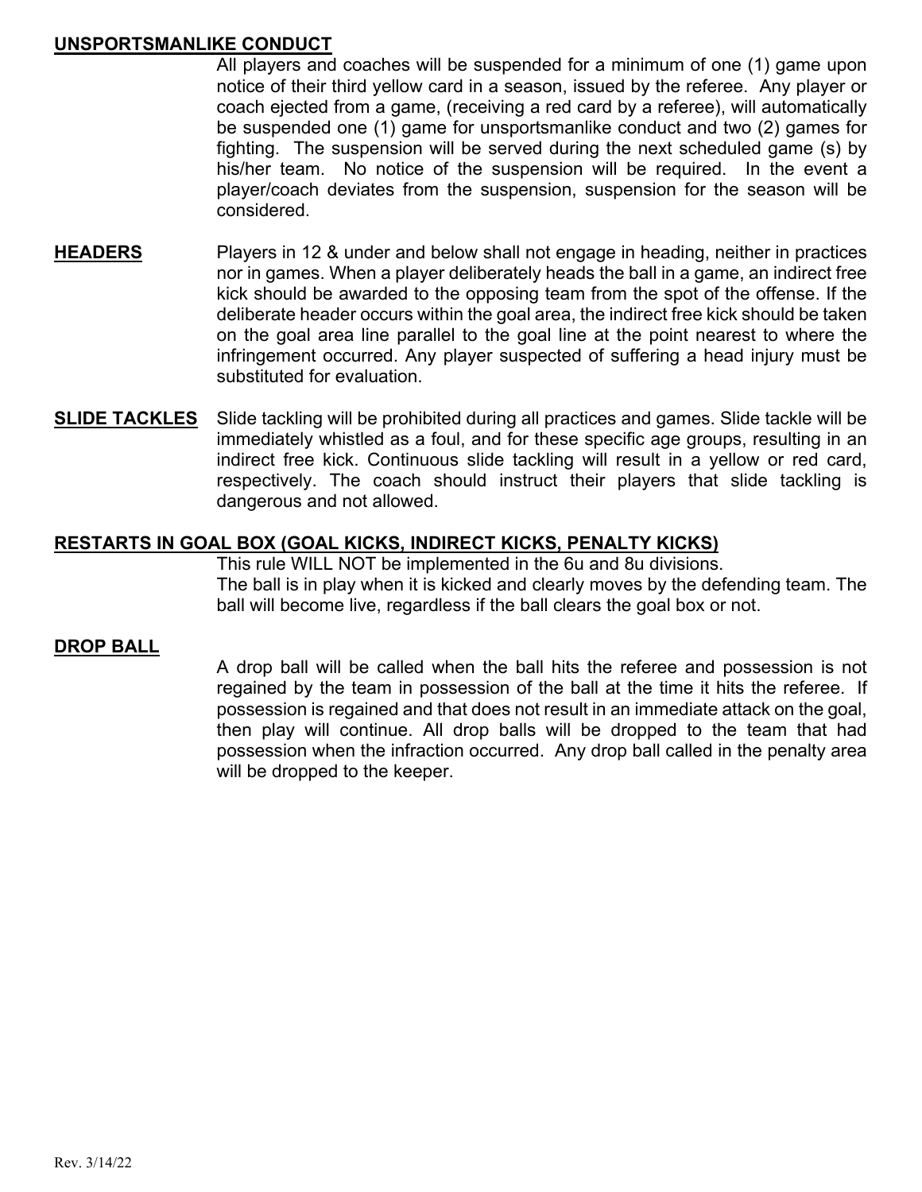**UNSPORTSMANLIKE CONDUCT**

All players and coaches will be suspended for a minimum of one (1) game upon notice of their third yellow card in a season, issued by the referee. Any player or coach ejected from a game, (receiving a red card by a referee), will automatically be suspended one (1) game for unsportsmanlike conduct and two (2) games for fighting. The suspension will be served during the next scheduled game (s) by his/her team. No notice of the suspension will be required. In the event a player/coach deviates from the suspension, suspension for the season will be considered.

**HEADERS** Players in 12 & under and below shall not engage in heading, neither in practices nor in games. When a player deliberately heads the ball in a game, an indirect free kick should be awarded to the opposing team from the spot of the offense. If the deliberate header occurs within the goal area, the indirect free kick should be taken on the goal area line parallel to the goal line at the point nearest to where the infringement occurred. Any player suspected of suffering a head injury must be substituted for evaluation.

**SLIDE TACKLES** Slide tackling will be prohibited during all practices and games. Slide tackle will be immediately whistled as a foul, and for these specific age groups, resulting in an indirect free kick. Continuous slide tackling will result in a yellow or red card, respectively. The coach should instruct their players that slide tackling is dangerous and not allowed.

**RESTARTS IN GOAL BOX (GOAL KICKS, INDIRECT KICKS, PENALTY KICKS)**

This rule WILL NOT be implemented in the 6u and 8u divisions.
The ball is in play when it is kicked and clearly moves by the defending team. The ball will become live, regardless if the ball clears the goal box or not.

**DROP BALL**

A drop ball will be called when the ball hits the referee and possession is not regained by the team in possession of the ball at the time it hits the referee. If possession is regained and that does not result in an immediate attack on the goal, then play will continue. All drop balls will be dropped to the team that had possession when the infraction occurred. Any drop ball called in the penalty area will be dropped to the keeper.

Rev. 3/14/22